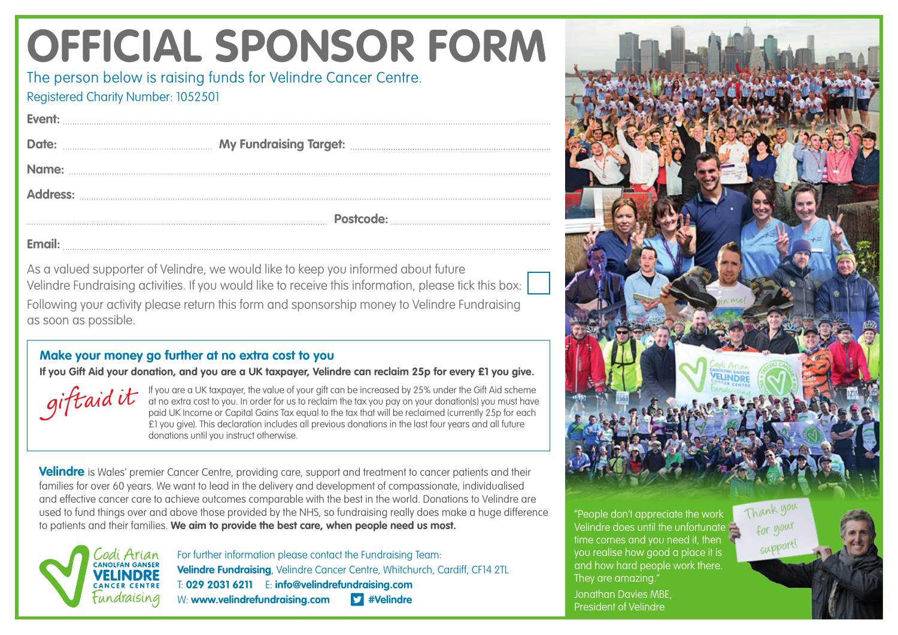# OFFICIAL SPONSOR FORM

The person below is raising funds for Velindre Cancer Centre.

Registered Charity Number: 1052501

**Event:** ..................................................

**Date:** .................... **My Fundraising Target:** ....................

**Name:** ..................................................

**Address:** ..................................................

.................................................. **Postcode:** ....................

**Email:** ..................................................

As a valued supporter of Velindre, we would like to keep you informed about future Velindre Fundraising activities. If you would like to receive this information, please tick this box: ☐

Following your activity please return this form and sponsorship money to Velindre Fundraising as soon as possible.

### Make your money go further at no extra cost to you

**If you Gift Aid your donation, and you are a UK taxpayer, Velindre can reclaim 25p for every £1 you give.**

*giftaid it*

If you are a UK taxpayer, the value of your gift can be increased by 25% under the Gift Aid scheme at no extra cost to you. In order for us to reclaim the tax you pay on your donation(s) you must have paid UK Income or Capital Gains Tax equal to the tax that will be reclaimed (currently 25p for each £1 you give). This declaration includes all previous donations in the last four years and all future donations until you instruct otherwise.

**Velindre** is Wales' premier Cancer Centre, providing care, support and treatment to cancer patients and their families for over 60 years. We want to lead in the delivery and development of compassionate, individualised and effective cancer care to achieve outcomes comparable with the best in the world. Donations to Velindre are used to fund things over and above those provided by the NHS, so fundraising really does make a huge difference to patients and their families. **We aim to provide the best care, when people need us most.**

Codi Arian Canolfan Ganser Velindre Cancer Centre Fundraising

For further information please contact the Fundraising Team:
**Velindre Fundraising**, Velindre Cancer Centre, Whitchurch, Cardiff, CF14 2TL
T: **029 2031 6211** E: **info@velindrefundraising.com**
W: **www.velindrefundraising.com** **#Velindre**

"People don't appreciate the work Velindre does until the unfortunate time comes and you need it, then you realise how good a place it is and how hard people work there. They are amazing."

Jonathan Davies MBE, President of Velindre

Thank you for your support!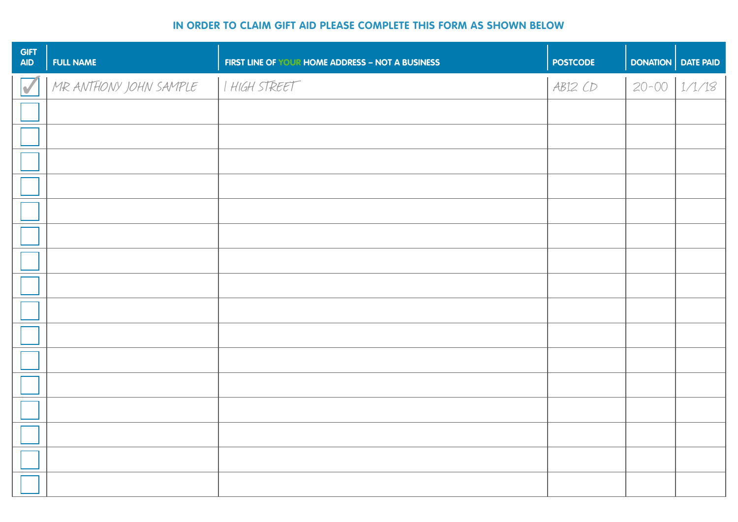**IN ORDER TO CLAIM GIFT AID PLEASE COMPLETE THIS FORM AS SHOWN BELOW**

| GIFT AID | FULL NAME | FIRST LINE OF YOUR HOME ADDRESS – NOT A BUSINESS | POSTCODE | DONATION | DATE PAID |
|---|---|---|---|---|---|
| ✓ | MR ANTHONY JOHN SAMPLE | 1 HIGH STREET | AB12 CD | 20-00 | 1/1/18 |
| ☐ | | | | | |
| ☐ | | | | | |
| ☐ | | | | | |
| ☐ | | | | | |
| ☐ | | | | | |
| ☐ | | | | | |
| ☐ | | | | | |
| ☐ | | | | | |
| ☐ | | | | | |
| ☐ | | | | | |
| ☐ | | | | | |
| ☐ | | | | | |
| ☐ | | | | | |
| ☐ | | | | | |
| ☐ | | | | | |
| ☐ | | | | | |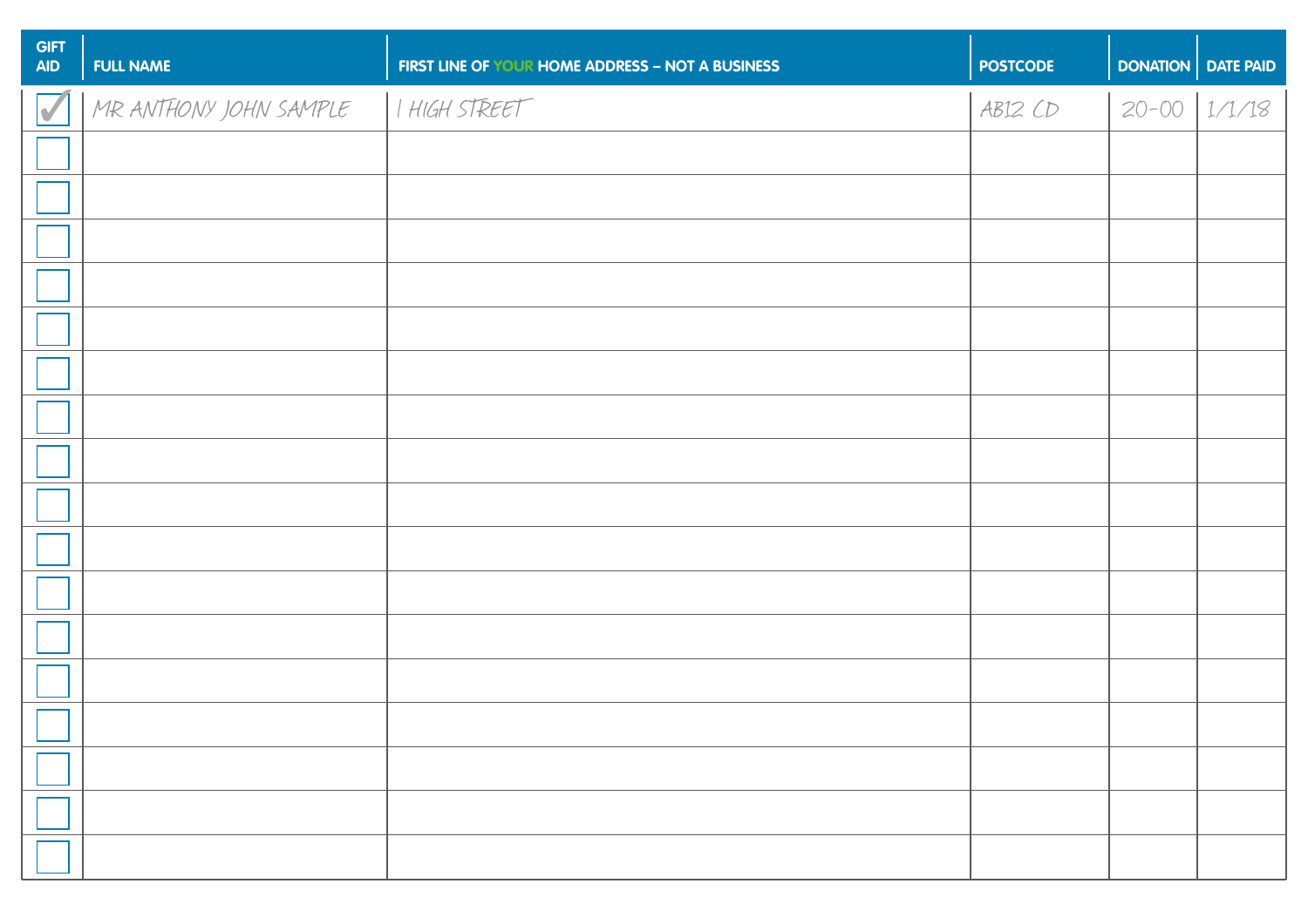| GIFT AID | FULL NAME | FIRST LINE OF YOUR HOME ADDRESS – NOT A BUSINESS | POSTCODE | DONATION | DATE PAID |
|---|---|---|---|---|---|
| ✓ | MR ANTHONY JOHN SAMPLE | 1 HIGH STREET | AB12 CD | 20-00 | 1/1/18 |
| ☐ | | | | | |
| ☐ | | | | | |
| ☐ | | | | | |
| ☐ | | | | | |
| ☐ | | | | | |
| ☐ | | | | | |
| ☐ | | | | | |
| ☐ | | | | | |
| ☐ | | | | | |
| ☐ | | | | | |
| ☐ | | | | | |
| ☐ | | | | | |
| ☐ | | | | | |
| ☐ | | | | | |
| ☐ | | | | | |
| ☐ | | | | | |
| ☐ | | | | | |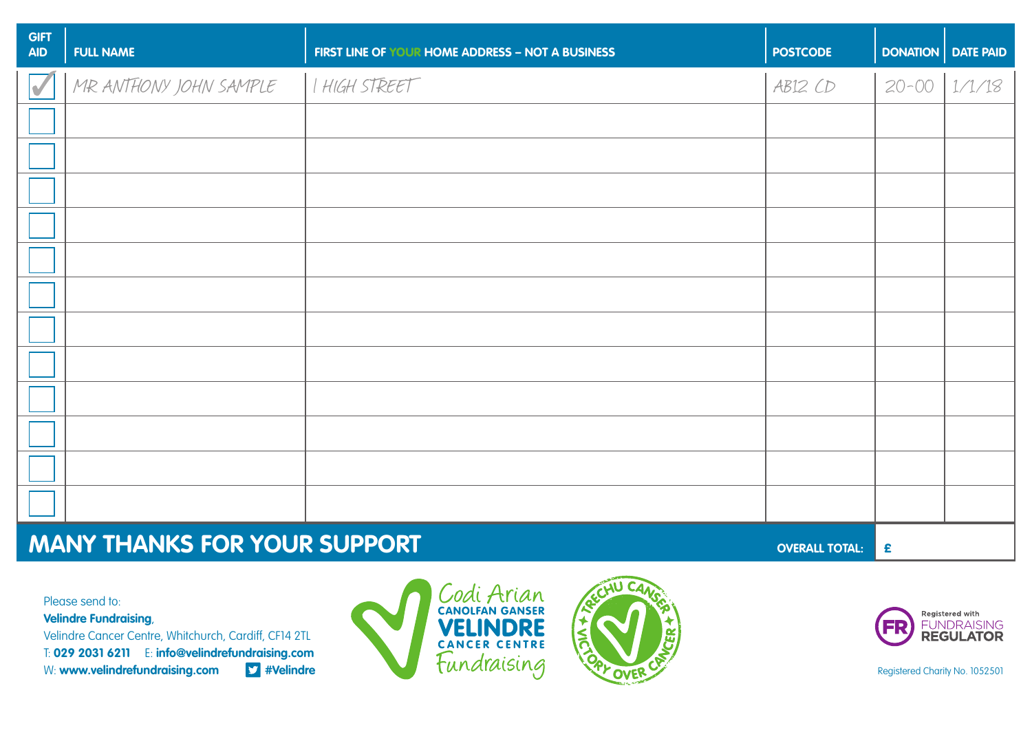| GIFT AID | FULL NAME | FIRST LINE OF YOUR HOME ADDRESS – NOT A BUSINESS | POSTCODE | DONATION | DATE PAID |
|---|---|---|---|---|---|
| ✓ | MR ANTHONY JOHN SAMPLE | 1 HIGH STREET | AB12 CD | 20-00 | 1/1/18 |
| ☐ | | | | | |
| ☐ | | | | | |
| ☐ | | | | | |
| ☐ | | | | | |
| ☐ | | | | | |
| ☐ | | | | | |
| ☐ | | | | | |
| ☐ | | | | | |
| ☐ | | | | | |
| ☐ | | | | | |
| ☐ | | | | | |
| ☐ | | | | | |
| **MANY THANKS FOR YOUR SUPPORT** | | | **OVERALL TOTAL:** | £ | |

Please send to:
**Velindre Fundraising**,
Velindre Cancer Centre, Whitchurch, Cardiff, CF14 2TL
T: **029 2031 6211** E: **info@velindrefundraising.com**
W: **www.velindrefundraising.com** **#Velindre**

Codi Arian
CANOLFAN GANSER
VELINDRE
CANCER CENTRE
Fundraising

TRECHU CANSER ✦ VICTORY OVER CANCER ✦

Registered with FUNDRAISING REGULATOR

Registered Charity No. 1052501